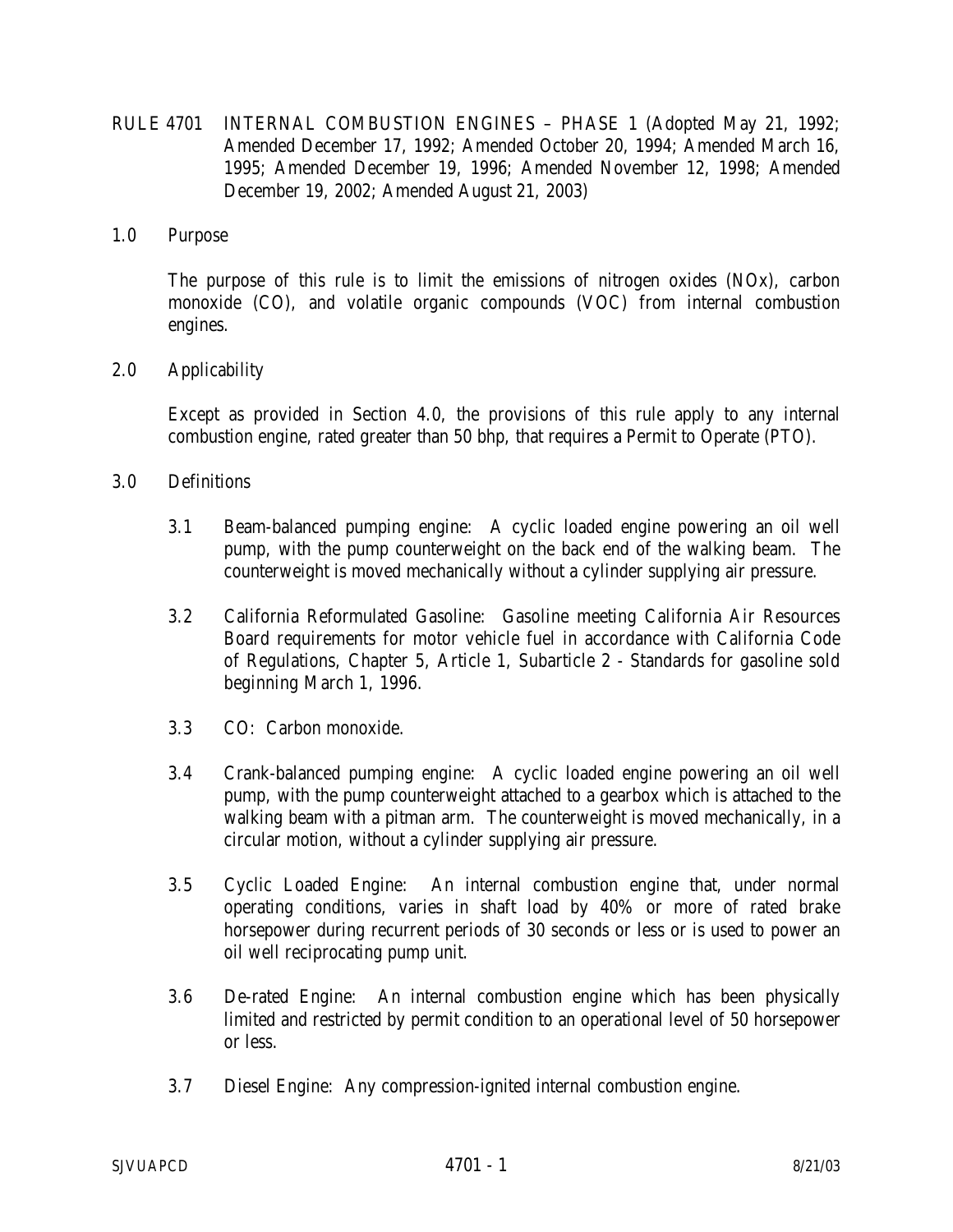# RULE 4701 INTERNAL COMBUSTION ENGINES – PHASE 1 (Adopted May 21, 1992; Amended December 17, 1992; Amended October 20, 1994; Amended March 16, 1995; Amended December 19, 1996; Amended November 12, 1998; Amended December 19, 2002; Amended August 21, 2003)

## 1.0 Purpose

The purpose of this rule is to limit the emissions of nitrogen oxides (NOx), carbon monoxide (CO), and volatile organic compounds (VOC) from internal combustion engines.

## 2.0 Applicability

Except as provided in Section 4.0, the provisions of this rule apply to any internal combustion engine, rated greater than 50 bhp, that requires a Permit to Operate (PTO).

## 3.0 Definitions

3.1 Beam-balanced pumping engine: A cyclic loaded engine powering an oil well pump, with the pump counterweight on the back end of the walking beam. The counterweight is moved mechanically without a cylinder supplying air pressure.

3.2 California Reformulated Gasoline: Gasoline meeting California Air Resources Board requirements for motor vehicle fuel in accordance with California Code of Regulations, Chapter 5, Article 1, Subarticle 2 - Standards for gasoline sold beginning March 1, 1996.

3.3 CO: Carbon monoxide.

3.4 Crank-balanced pumping engine: A cyclic loaded engine powering an oil well pump, with the pump counterweight attached to a gearbox which is attached to the walking beam with a pitman arm. The counterweight is moved mechanically, in a circular motion, without a cylinder supplying air pressure.

3.5 Cyclic Loaded Engine: An internal combustion engine that, under normal operating conditions, varies in shaft load by 40% or more of rated brake horsepower during recurrent periods of 30 seconds or less or is used to power an oil well reciprocating pump unit.

3.6 De-rated Engine: An internal combustion engine which has been physically limited and restricted by permit condition to an operational level of 50 horsepower or less.

3.7 Diesel Engine: Any compression-ignited internal combustion engine.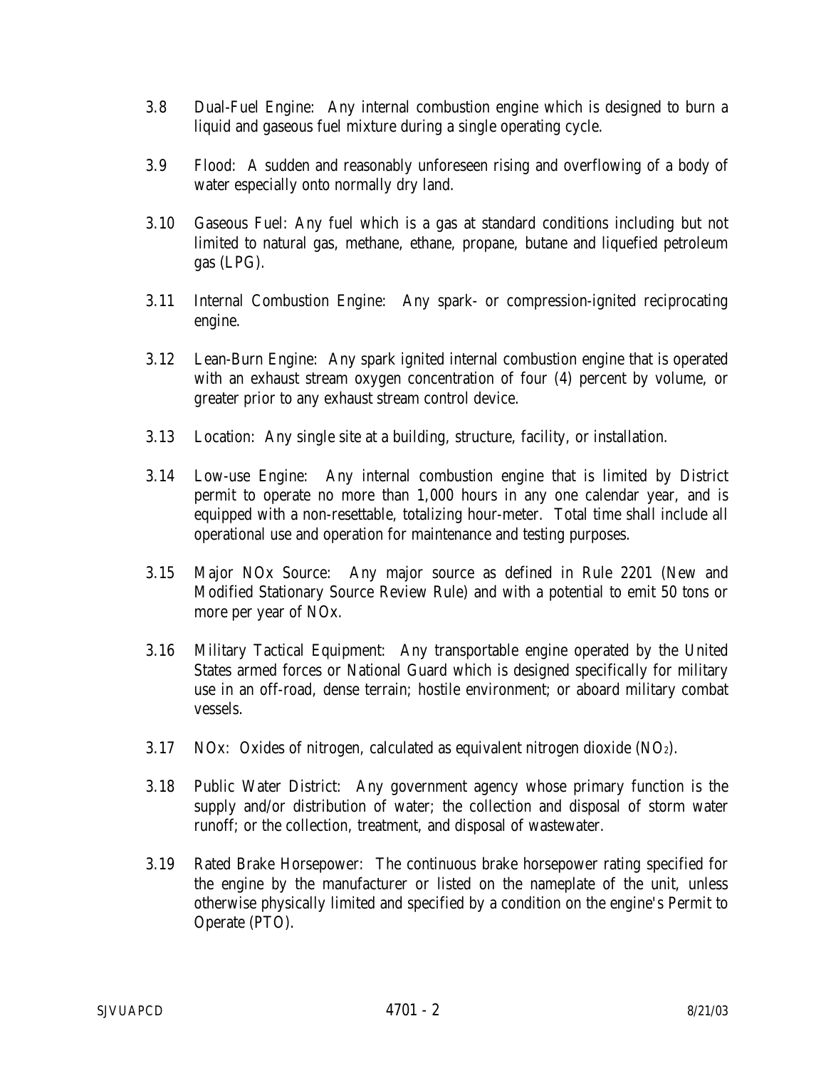3.8 Dual-Fuel Engine: Any internal combustion engine which is designed to burn a liquid and gaseous fuel mixture during a single operating cycle.

3.9 Flood: A sudden and reasonably unforeseen rising and overflowing of a body of water especially onto normally dry land.

3.10 Gaseous Fuel: Any fuel which is a gas at standard conditions including but not limited to natural gas, methane, ethane, propane, butane and liquefied petroleum gas (LPG).

3.11 Internal Combustion Engine: Any spark- or compression-ignited reciprocating engine.

3.12 Lean-Burn Engine: Any spark ignited internal combustion engine that is operated with an exhaust stream oxygen concentration of four (4) percent by volume, or greater prior to any exhaust stream control device.

3.13 Location: Any single site at a building, structure, facility, or installation.

3.14 Low-use Engine: Any internal combustion engine that is limited by District permit to operate no more than 1,000 hours in any one calendar year, and is equipped with a non-resettable, totalizing hour-meter. Total time shall include all operational use and operation for maintenance and testing purposes.

3.15 Major NOx Source: Any major source as defined in Rule 2201 (New and Modified Stationary Source Review Rule) and with a potential to emit 50 tons or more per year of NOx.

3.16 Military Tactical Equipment: Any transportable engine operated by the United States armed forces or National Guard which is designed specifically for military use in an off-road, dense terrain; hostile environment; or aboard military combat vessels.

3.17 NOx: Oxides of nitrogen, calculated as equivalent nitrogen dioxide ($NO_2$).

3.18 Public Water District: Any government agency whose primary function is the supply and/or distribution of water; the collection and disposal of storm water runoff; or the collection, treatment, and disposal of wastewater.

3.19 Rated Brake Horsepower: The continuous brake horsepower rating specified for the engine by the manufacturer or listed on the nameplate of the unit, unless otherwise physically limited and specified by a condition on the engine's Permit to Operate (PTO).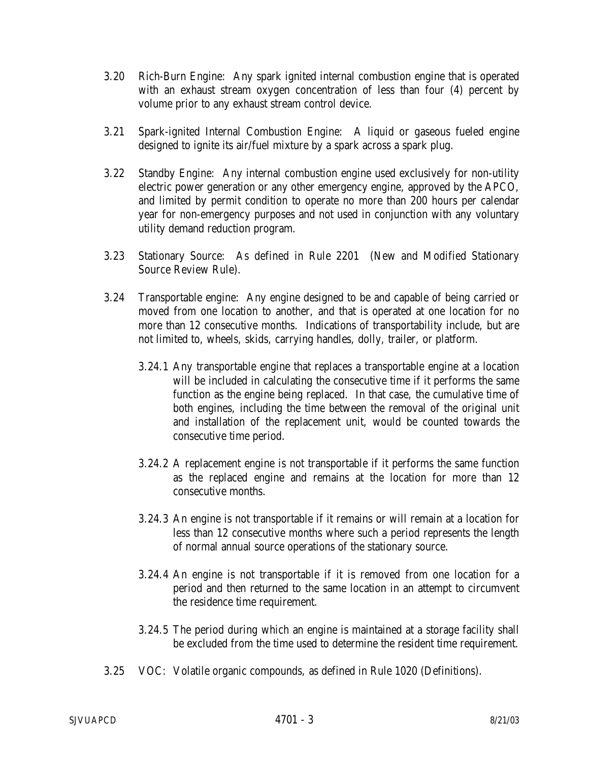3.20 Rich-Burn Engine: Any spark ignited internal combustion engine that is operated with an exhaust stream oxygen concentration of less than four (4) percent by volume prior to any exhaust stream control device.

3.21 Spark-ignited Internal Combustion Engine: A liquid or gaseous fueled engine designed to ignite its air/fuel mixture by a spark across a spark plug.

3.22 Standby Engine: Any internal combustion engine used exclusively for non-utility electric power generation or any other emergency engine, approved by the APCO, and limited by permit condition to operate no more than 200 hours per calendar year for non-emergency purposes and not used in conjunction with any voluntary utility demand reduction program.

3.23 Stationary Source: As defined in Rule 2201 (New and Modified Stationary Source Review Rule).

3.24 Transportable engine: Any engine designed to be and capable of being carried or moved from one location to another, and that is operated at one location for no more than 12 consecutive months. Indications of transportability include, but are not limited to, wheels, skids, carrying handles, dolly, trailer, or platform.

3.24.1 Any transportable engine that replaces a transportable engine at a location will be included in calculating the consecutive time if it performs the same function as the engine being replaced. In that case, the cumulative time of both engines, including the time between the removal of the original unit and installation of the replacement unit, would be counted towards the consecutive time period.

3.24.2 A replacement engine is not transportable if it performs the same function as the replaced engine and remains at the location for more than 12 consecutive months.

3.24.3 An engine is not transportable if it remains or will remain at a location for less than 12 consecutive months where such a period represents the length of normal annual source operations of the stationary source.

3.24.4 An engine is not transportable if it is removed from one location for a period and then returned to the same location in an attempt to circumvent the residence time requirement.

3.24.5 The period during which an engine is maintained at a storage facility shall be excluded from the time used to determine the resident time requirement.

3.25 VOC: Volatile organic compounds, as defined in Rule 1020 (Definitions).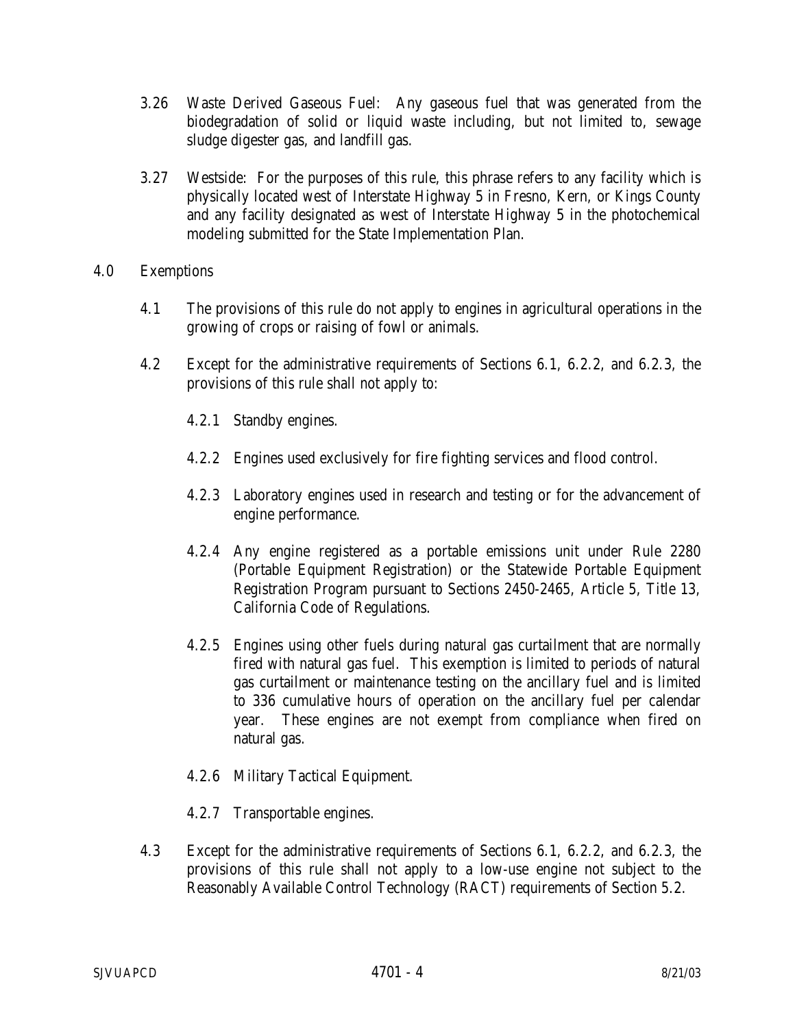3.26 Waste Derived Gaseous Fuel: Any gaseous fuel that was generated from the biodegradation of solid or liquid waste including, but not limited to, sewage sludge digester gas, and landfill gas.

3.27 Westside: For the purposes of this rule, this phrase refers to any facility which is physically located west of Interstate Highway 5 in Fresno, Kern, or Kings County and any facility designated as west of Interstate Highway 5 in the photochemical modeling submitted for the State Implementation Plan.

## 4.0 Exemptions

4.1 The provisions of this rule do not apply to engines in agricultural operations in the growing of crops or raising of fowl or animals.

4.2 Except for the administrative requirements of Sections 6.1, 6.2.2, and 6.2.3, the provisions of this rule shall not apply to:

4.2.1 Standby engines.

4.2.2 Engines used exclusively for fire fighting services and flood control.

4.2.3 Laboratory engines used in research and testing or for the advancement of engine performance.

4.2.4 Any engine registered as a portable emissions unit under Rule 2280 (Portable Equipment Registration) or the Statewide Portable Equipment Registration Program pursuant to Sections 2450-2465, Article 5, Title 13, California Code of Regulations.

4.2.5 Engines using other fuels during natural gas curtailment that are normally fired with natural gas fuel. This exemption is limited to periods of natural gas curtailment or maintenance testing on the ancillary fuel and is limited to 336 cumulative hours of operation on the ancillary fuel per calendar year. These engines are not exempt from compliance when fired on natural gas.

4.2.6 Military Tactical Equipment.

4.2.7 Transportable engines.

4.3 Except for the administrative requirements of Sections 6.1, 6.2.2, and 6.2.3, the provisions of this rule shall not apply to a low-use engine not subject to the Reasonably Available Control Technology (RACT) requirements of Section 5.2.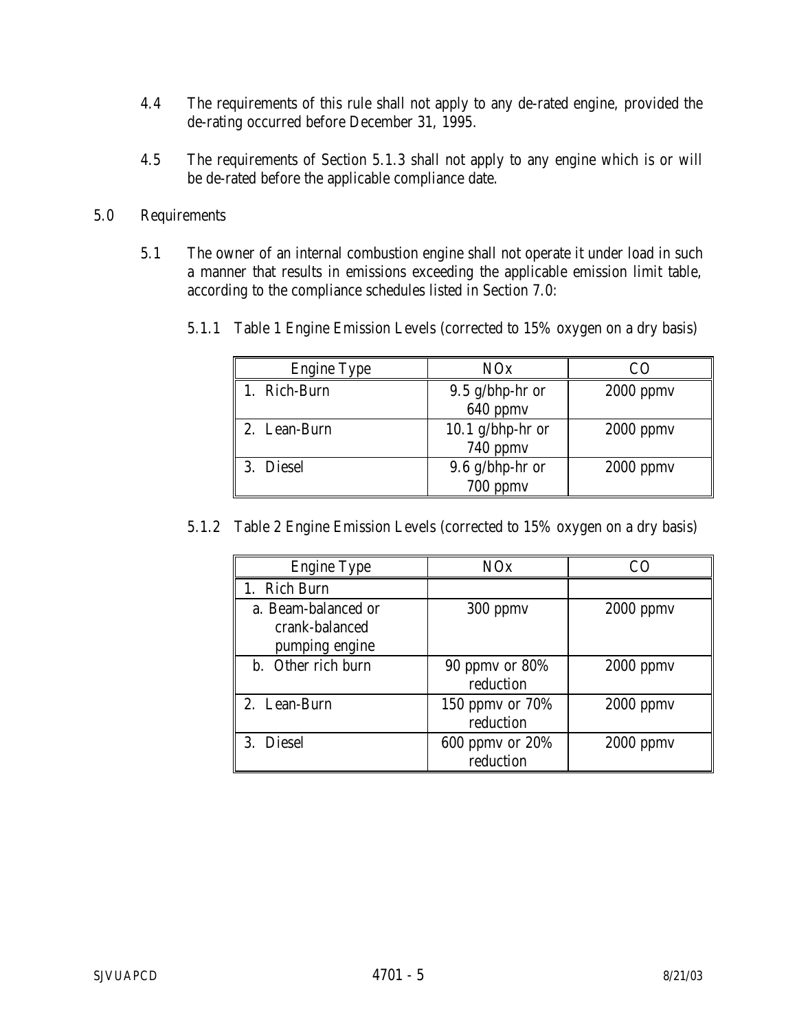4.4 The requirements of this rule shall not apply to any de-rated engine, provided the de-rating occurred before December 31, 1995.

4.5 The requirements of Section 5.1.3 shall not apply to any engine which is or will be de-rated before the applicable compliance date.

## 5.0 Requirements

5.1 The owner of an internal combustion engine shall not operate it under load in such a manner that results in emissions exceeding the applicable emission limit table, according to the compliance schedules listed in Section 7.0:

5.1.1 Table 1 Engine Emission Levels (corrected to 15% oxygen on a dry basis)

| Engine Type | NOx | CO |
|---|---|---|
| 1. Rich-Burn | 9.5 g/bhp-hr or 640 ppmv | 2000 ppmv |
| 2. Lean-Burn | 10.1 g/bhp-hr or 740 ppmv | 2000 ppmv |
| 3. Diesel | 9.6 g/bhp-hr or 700 ppmv | 2000 ppmv |

5.1.2 Table 2 Engine Emission Levels (corrected to 15% oxygen on a dry basis)

| Engine Type | NOx | CO |
|---|---|---|
| 1. Rich Burn | | |
| a. Beam-balanced or crank-balanced pumping engine | 300 ppmv | 2000 ppmv |
| b. Other rich burn | 90 ppmv or 80% reduction | 2000 ppmv |
| 2. Lean-Burn | 150 ppmv or 70% reduction | 2000 ppmv |
| 3. Diesel | 600 ppmv or 20% reduction | 2000 ppmv |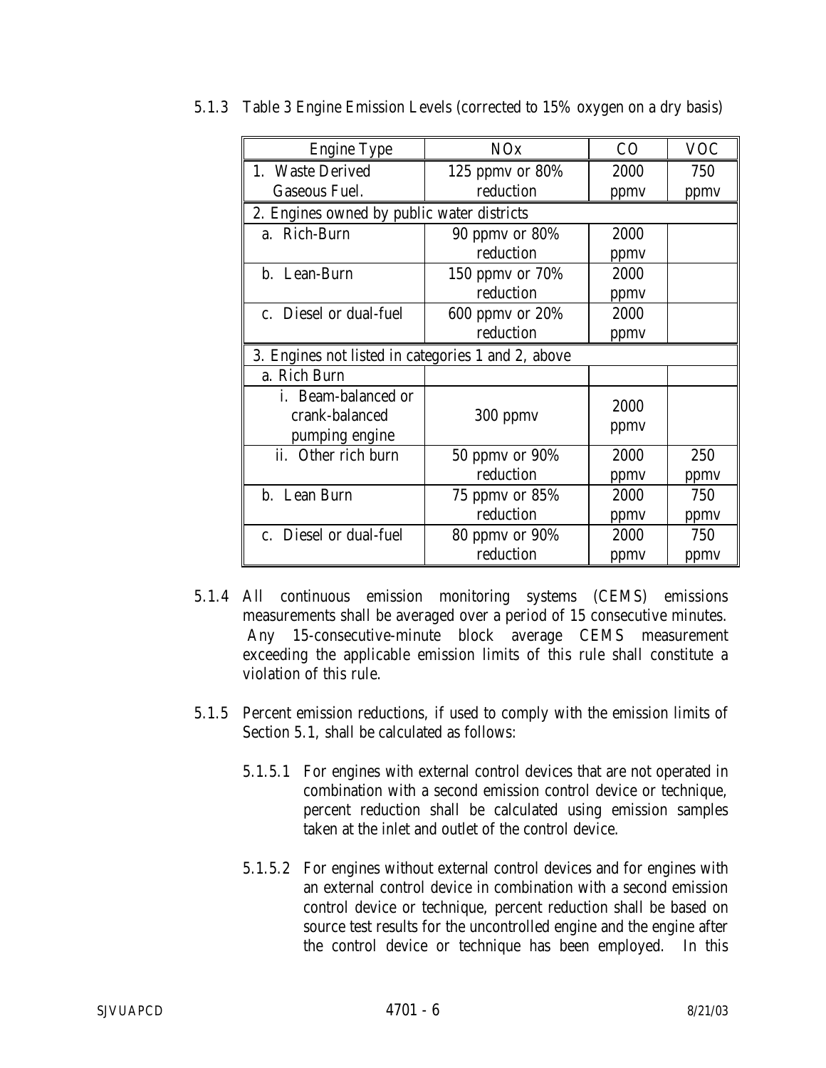5.1.3 Table 3 Engine Emission Levels (corrected to 15% oxygen on a dry basis)

| Engine Type | NOx | CO | VOC |
|---|---|---|---|
| 1. Waste Derived Gaseous Fuel. | 125 ppmv or 80% reduction | 2000 ppmv | 750 ppmv |
| 2. Engines owned by public water districts | | | |
| a. Rich-Burn | 90 ppmv or 80% reduction | 2000 ppmv | |
| b. Lean-Burn | 150 ppmv or 70% reduction | 2000 ppmv | |
| c. Diesel or dual-fuel | 600 ppmv or 20% reduction | 2000 ppmv | |
| 3. Engines not listed in categories 1 and 2, above | | | |
| a. Rich Burn | | | |
| i. Beam-balanced or crank-balanced pumping engine | 300 ppmv | 2000 ppmv | |
| ii. Other rich burn | 50 ppmv or 90% reduction | 2000 ppmv | 250 ppmv |
| b. Lean Burn | 75 ppmv or 85% reduction | 2000 ppmv | 750 ppmv |
| c. Diesel or dual-fuel | 80 ppmv or 90% reduction | 2000 ppmv | 750 ppmv |

5.1.4 All continuous emission monitoring systems (CEMS) emissions measurements shall be averaged over a period of 15 consecutive minutes. Any 15-consecutive-minute block average CEMS measurement exceeding the applicable emission limits of this rule shall constitute a violation of this rule.

5.1.5 Percent emission reductions, if used to comply with the emission limits of Section 5.1, shall be calculated as follows:

5.1.5.1 For engines with external control devices that are not operated in combination with a second emission control device or technique, percent reduction shall be calculated using emission samples taken at the inlet and outlet of the control device.

5.1.5.2 For engines without external control devices and for engines with an external control device in combination with a second emission control device or technique, percent reduction shall be based on source test results for the uncontrolled engine and the engine after the control device or technique has been employed. In this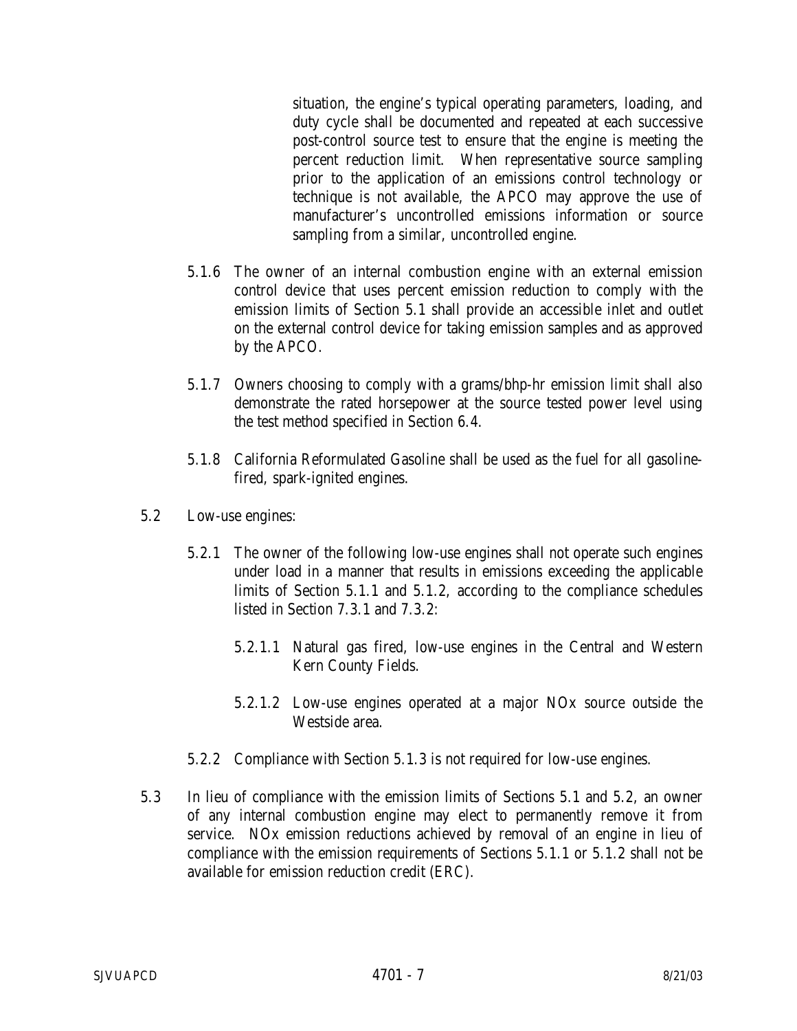situation, the engine's typical operating parameters, loading, and duty cycle shall be documented and repeated at each successive post-control source test to ensure that the engine is meeting the percent reduction limit. When representative source sampling prior to the application of an emissions control technology or technique is not available, the APCO may approve the use of manufacturer's uncontrolled emissions information or source sampling from a similar, uncontrolled engine.

5.1.6 The owner of an internal combustion engine with an external emission control device that uses percent emission reduction to comply with the emission limits of Section 5.1 shall provide an accessible inlet and outlet on the external control device for taking emission samples and as approved by the APCO.

5.1.7 Owners choosing to comply with a grams/bhp-hr emission limit shall also demonstrate the rated horsepower at the source tested power level using the test method specified in Section 6.4.

5.1.8 California Reformulated Gasoline shall be used as the fuel for all gasoline-fired, spark-ignited engines.

5.2 Low-use engines:

5.2.1 The owner of the following low-use engines shall not operate such engines under load in a manner that results in emissions exceeding the applicable limits of Section 5.1.1 and 5.1.2, according to the compliance schedules listed in Section 7.3.1 and 7.3.2:

5.2.1.1 Natural gas fired, low-use engines in the Central and Western Kern County Fields.

5.2.1.2 Low-use engines operated at a major NOx source outside the Westside area.

5.2.2 Compliance with Section 5.1.3 is not required for low-use engines.

5.3 In lieu of compliance with the emission limits of Sections 5.1 and 5.2, an owner of any internal combustion engine may elect to permanently remove it from service. NOx emission reductions achieved by removal of an engine in lieu of compliance with the emission requirements of Sections 5.1.1 or 5.1.2 shall not be available for emission reduction credit (ERC).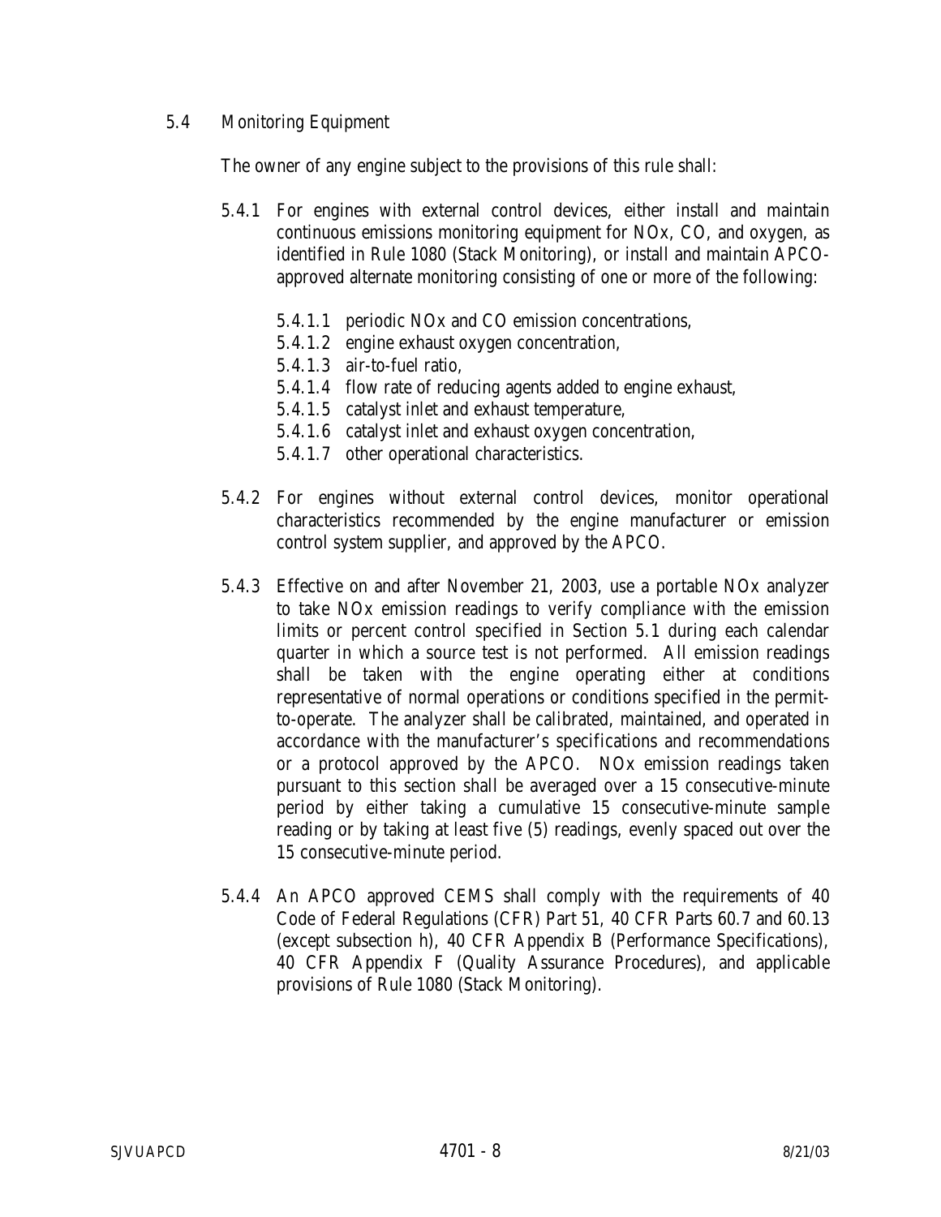## 5.4 Monitoring Equipment

The owner of any engine subject to the provisions of this rule shall:

5.4.1 For engines with external control devices, either install and maintain continuous emissions monitoring equipment for NOx, CO, and oxygen, as identified in Rule 1080 (Stack Monitoring), or install and maintain APCO-approved alternate monitoring consisting of one or more of the following:

- 5.4.1.1 periodic NOx and CO emission concentrations,
- 5.4.1.2 engine exhaust oxygen concentration,
- 5.4.1.3 air-to-fuel ratio,
- 5.4.1.4 flow rate of reducing agents added to engine exhaust,
- 5.4.1.5 catalyst inlet and exhaust temperature,
- 5.4.1.6 catalyst inlet and exhaust oxygen concentration,
- 5.4.1.7 other operational characteristics.

5.4.2 For engines without external control devices, monitor operational characteristics recommended by the engine manufacturer or emission control system supplier, and approved by the APCO.

5.4.3 Effective on and after November 21, 2003, use a portable NOx analyzer to take NOx emission readings to verify compliance with the emission limits or percent control specified in Section 5.1 during each calendar quarter in which a source test is not performed. All emission readings shall be taken with the engine operating either at conditions representative of normal operations or conditions specified in the permit-to-operate. The analyzer shall be calibrated, maintained, and operated in accordance with the manufacturer's specifications and recommendations or a protocol approved by the APCO. NOx emission readings taken pursuant to this section shall be averaged over a 15 consecutive-minute period by either taking a cumulative 15 consecutive-minute sample reading or by taking at least five (5) readings, evenly spaced out over the 15 consecutive-minute period.

5.4.4 An APCO approved CEMS shall comply with the requirements of 40 Code of Federal Regulations (CFR) Part 51, 40 CFR Parts 60.7 and 60.13 (except subsection h), 40 CFR Appendix B (Performance Specifications), 40 CFR Appendix F (Quality Assurance Procedures), and applicable provisions of Rule 1080 (Stack Monitoring).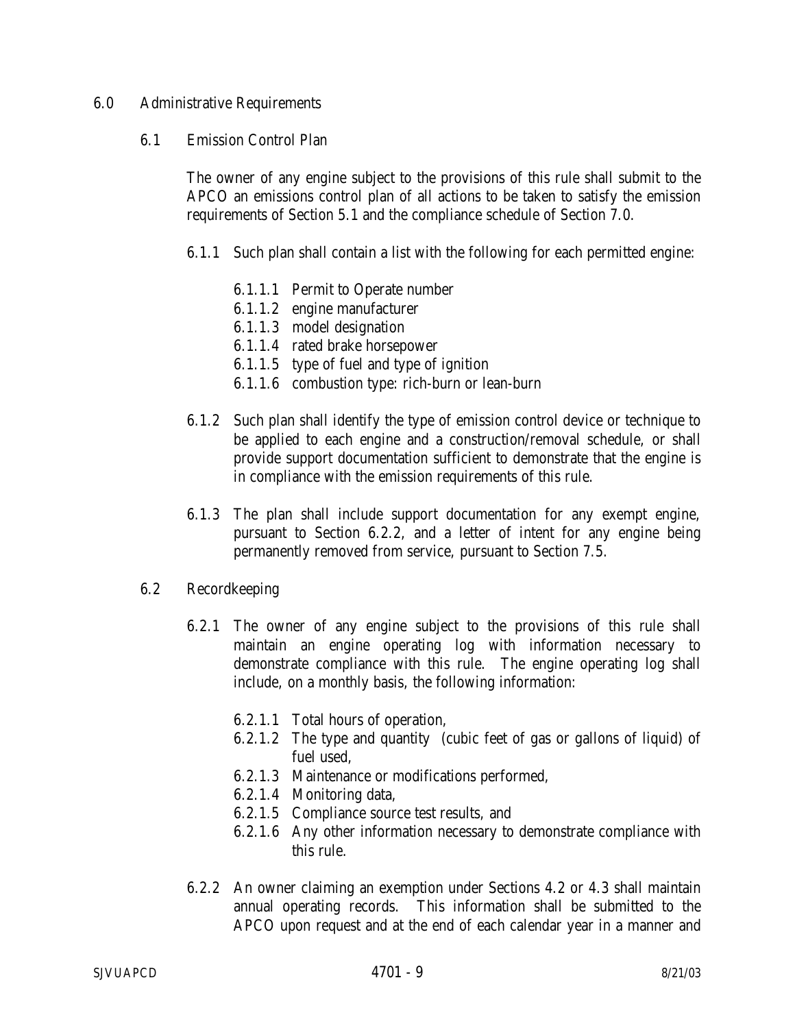## 6.0 Administrative Requirements

### 6.1 Emission Control Plan

The owner of any engine subject to the provisions of this rule shall submit to the APCO an emissions control plan of all actions to be taken to satisfy the emission requirements of Section 5.1 and the compliance schedule of Section 7.0.

6.1.1 Such plan shall contain a list with the following for each permitted engine:

- 6.1.1.1 Permit to Operate number
- 6.1.1.2 engine manufacturer
- 6.1.1.3 model designation
- 6.1.1.4 rated brake horsepower
- 6.1.1.5 type of fuel and type of ignition
- 6.1.1.6 combustion type: rich-burn or lean-burn

6.1.2 Such plan shall identify the type of emission control device or technique to be applied to each engine and a construction/removal schedule, or shall provide support documentation sufficient to demonstrate that the engine is in compliance with the emission requirements of this rule.

6.1.3 The plan shall include support documentation for any exempt engine, pursuant to Section 6.2.2, and a letter of intent for any engine being permanently removed from service, pursuant to Section 7.5.

### 6.2 Recordkeeping

6.2.1 The owner of any engine subject to the provisions of this rule shall maintain an engine operating log with information necessary to demonstrate compliance with this rule. The engine operating log shall include, on a monthly basis, the following information:

- 6.2.1.1 Total hours of operation,
- 6.2.1.2 The type and quantity (cubic feet of gas or gallons of liquid) of fuel used,
- 6.2.1.3 Maintenance or modifications performed,
- 6.2.1.4 Monitoring data,
- 6.2.1.5 Compliance source test results, and
- 6.2.1.6 Any other information necessary to demonstrate compliance with this rule.

6.2.2 An owner claiming an exemption under Sections 4.2 or 4.3 shall maintain annual operating records. This information shall be submitted to the APCO upon request and at the end of each calendar year in a manner and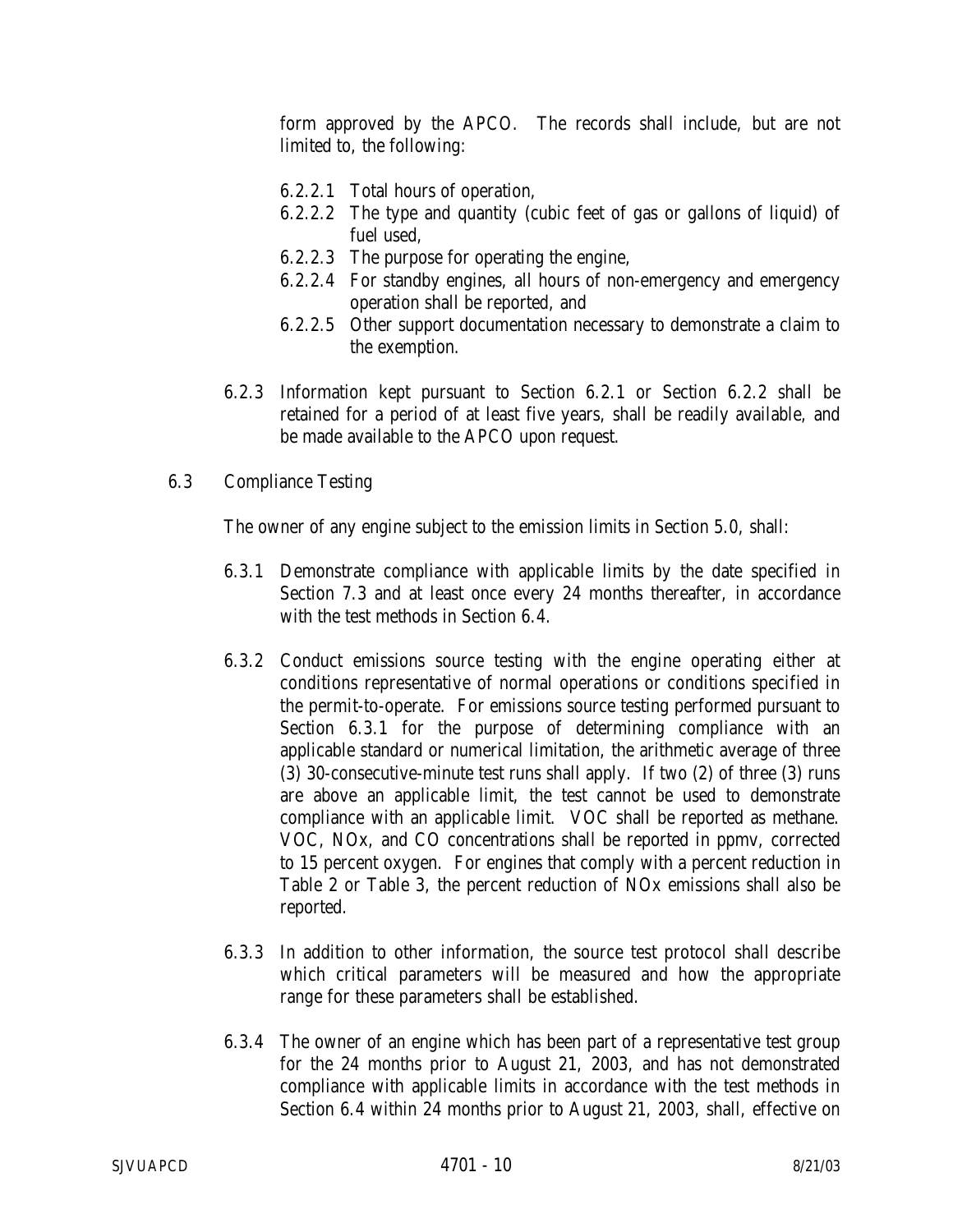form approved by the APCO. The records shall include, but are not limited to, the following:

- 6.2.2.1 Total hours of operation,
- 6.2.2.2 The type and quantity (cubic feet of gas or gallons of liquid) of fuel used,
- 6.2.2.3 The purpose for operating the engine,
- 6.2.2.4 For standby engines, all hours of non-emergency and emergency operation shall be reported, and
- 6.2.2.5 Other support documentation necessary to demonstrate a claim to the exemption.

6.2.3 Information kept pursuant to Section 6.2.1 or Section 6.2.2 shall be retained for a period of at least five years, shall be readily available, and be made available to the APCO upon request.

## 6.3 Compliance Testing

The owner of any engine subject to the emission limits in Section 5.0, shall:

6.3.1 Demonstrate compliance with applicable limits by the date specified in Section 7.3 and at least once every 24 months thereafter, in accordance with the test methods in Section 6.4.

6.3.2 Conduct emissions source testing with the engine operating either at conditions representative of normal operations or conditions specified in the permit-to-operate. For emissions source testing performed pursuant to Section 6.3.1 for the purpose of determining compliance with an applicable standard or numerical limitation, the arithmetic average of three (3) 30-consecutive-minute test runs shall apply. If two (2) of three (3) runs are above an applicable limit, the test cannot be used to demonstrate compliance with an applicable limit. VOC shall be reported as methane. VOC, NOx, and CO concentrations shall be reported in ppmv, corrected to 15 percent oxygen. For engines that comply with a percent reduction in Table 2 or Table 3, the percent reduction of NOx emissions shall also be reported.

6.3.3 In addition to other information, the source test protocol shall describe which critical parameters will be measured and how the appropriate range for these parameters shall be established.

6.3.4 The owner of an engine which has been part of a representative test group for the 24 months prior to August 21, 2003, and has not demonstrated compliance with applicable limits in accordance with the test methods in Section 6.4 within 24 months prior to August 21, 2003, shall, effective on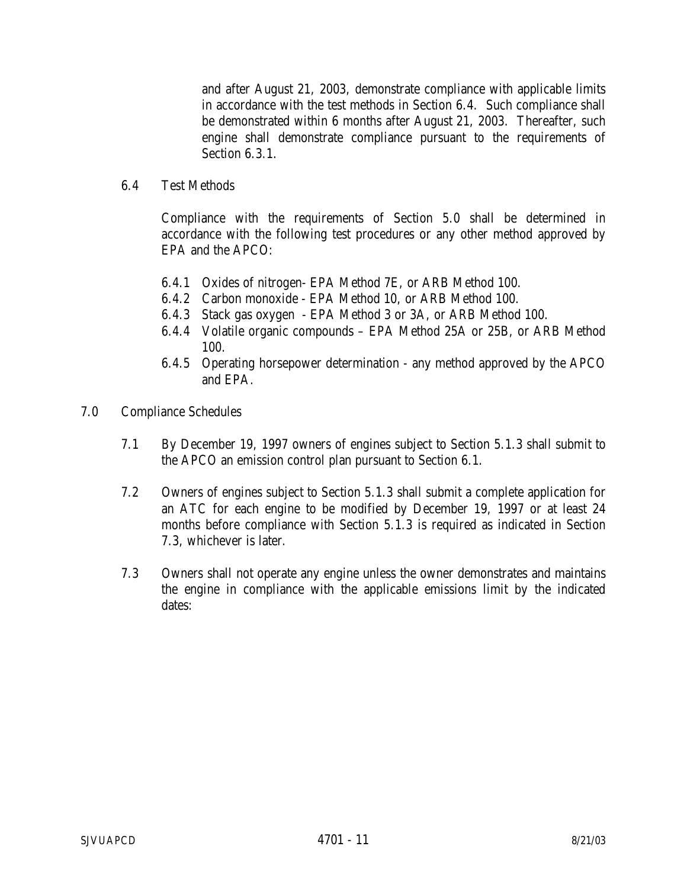and after August 21, 2003, demonstrate compliance with applicable limits in accordance with the test methods in Section 6.4. Such compliance shall be demonstrated within 6 months after August 21, 2003. Thereafter, such engine shall demonstrate compliance pursuant to the requirements of Section 6.3.1.

6.4 Test Methods

Compliance with the requirements of Section 5.0 shall be determined in accordance with the following test procedures or any other method approved by EPA and the APCO:

6.4.1 Oxides of nitrogen- EPA Method 7E, or ARB Method 100.

6.4.2 Carbon monoxide - EPA Method 10, or ARB Method 100.

6.4.3 Stack gas oxygen - EPA Method 3 or 3A, or ARB Method 100.

6.4.4 Volatile organic compounds – EPA Method 25A or 25B, or ARB Method 100.

6.4.5 Operating horsepower determination - any method approved by the APCO and EPA.

## 7.0 Compliance Schedules

7.1 By December 19, 1997 owners of engines subject to Section 5.1.3 shall submit to the APCO an emission control plan pursuant to Section 6.1.

7.2 Owners of engines subject to Section 5.1.3 shall submit a complete application for an ATC for each engine to be modified by December 19, 1997 or at least 24 months before compliance with Section 5.1.3 is required as indicated in Section 7.3, whichever is later.

7.3 Owners shall not operate any engine unless the owner demonstrates and maintains the engine in compliance with the applicable emissions limit by the indicated dates: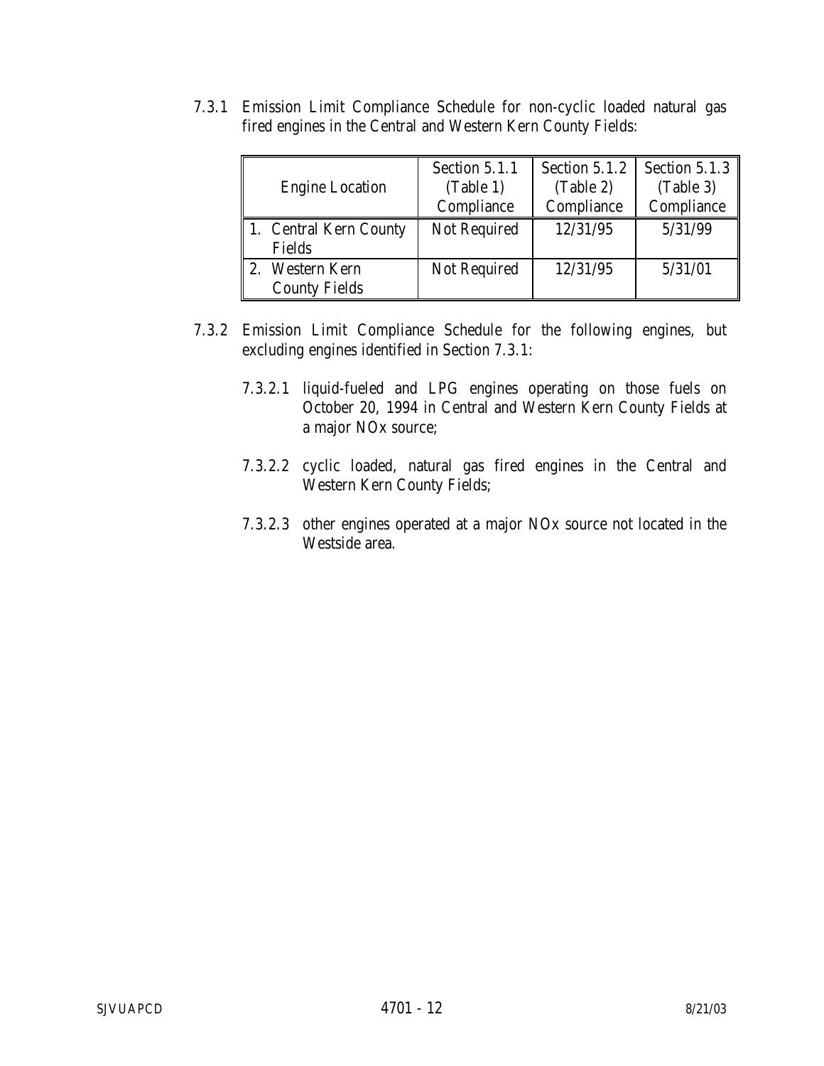7.3.1 Emission Limit Compliance Schedule for non-cyclic loaded natural gas fired engines in the Central and Western Kern County Fields:

| Engine Location | Section 5.1.1 (Table 1) Compliance | Section 5.1.2 (Table 2) Compliance | Section 5.1.3 (Table 3) Compliance |
|---|---|---|---|
| 1. Central Kern County Fields | Not Required | 12/31/95 | 5/31/99 |
| 2. Western Kern County Fields | Not Required | 12/31/95 | 5/31/01 |

7.3.2 Emission Limit Compliance Schedule for the following engines, but excluding engines identified in Section 7.3.1:

7.3.2.1 liquid-fueled and LPG engines operating on those fuels on October 20, 1994 in Central and Western Kern County Fields at a major NOx source;

7.3.2.2 cyclic loaded, natural gas fired engines in the Central and Western Kern County Fields;

7.3.2.3 other engines operated at a major NOx source not located in the Westside area.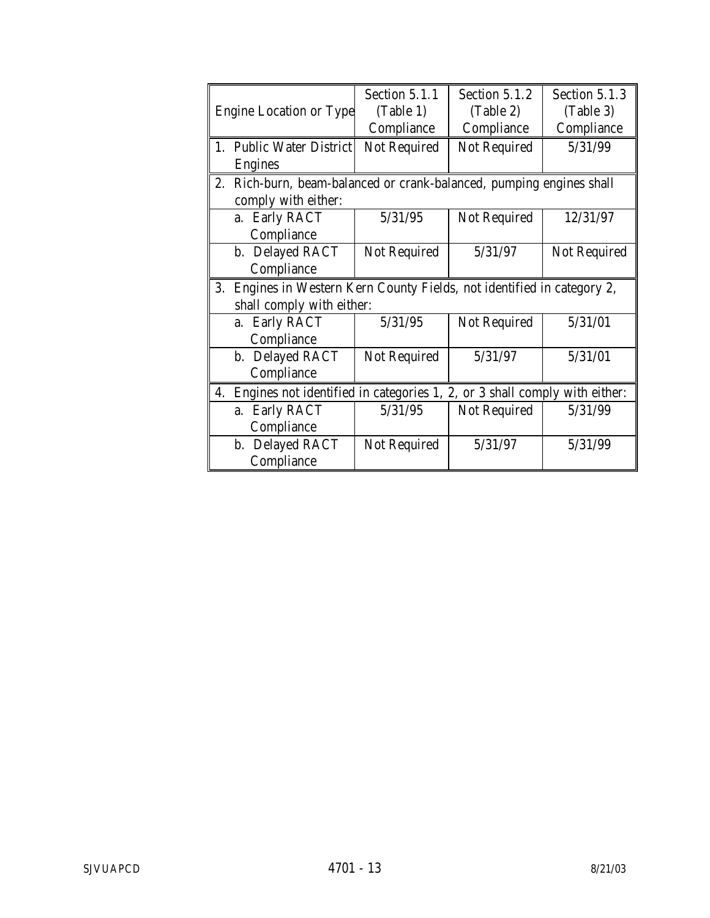| Engine Location or Type | Section 5.1.1 (Table 1) Compliance | Section 5.1.2 (Table 2) Compliance | Section 5.1.3 (Table 3) Compliance |
|---|---|---|---|
| 1. Public Water District Engines | Not Required | Not Required | 5/31/99 |
| 2. Rich-burn, beam-balanced or crank-balanced, pumping engines shall comply with either: | | | |
| a. Early RACT Compliance | 5/31/95 | Not Required | 12/31/97 |
| b. Delayed RACT Compliance | Not Required | 5/31/97 | Not Required |
| 3. Engines in Western Kern County Fields, not identified in category 2, shall comply with either: | | | |
| a. Early RACT Compliance | 5/31/95 | Not Required | 5/31/01 |
| b. Delayed RACT Compliance | Not Required | 5/31/97 | 5/31/01 |
| 4. Engines not identified in categories 1, 2, or 3 shall comply with either: | | | |
| a. Early RACT Compliance | 5/31/95 | Not Required | 5/31/99 |
| b. Delayed RACT Compliance | Not Required | 5/31/97 | 5/31/99 |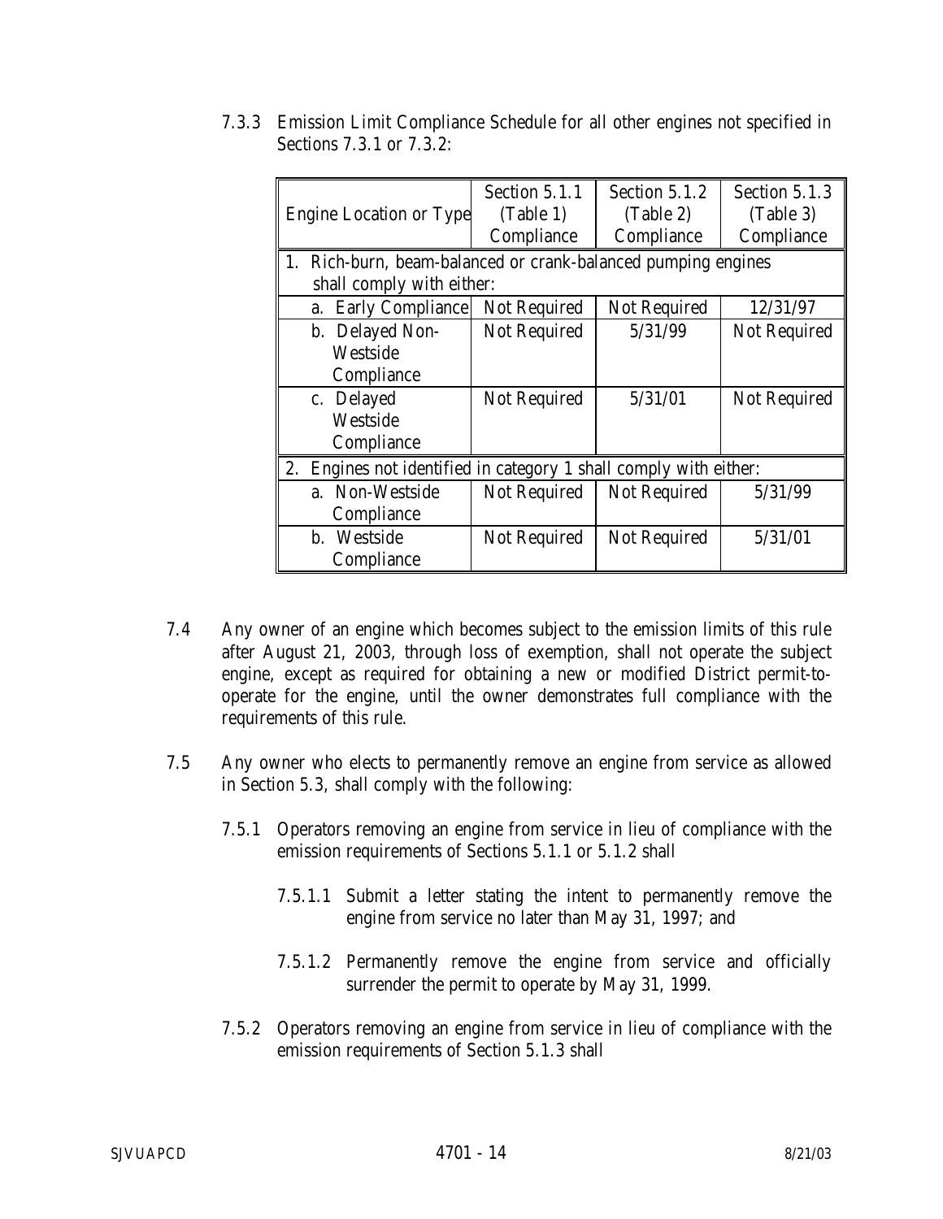7.3.3 Emission Limit Compliance Schedule for all other engines not specified in Sections 7.3.1 or 7.3.2:

| Engine Location or Type | Section 5.1.1 (Table 1) Compliance | Section 5.1.2 (Table 2) Compliance | Section 5.1.3 (Table 3) Compliance |
|---|---|---|---|
| 1. Rich-burn, beam-balanced or crank-balanced pumping engines shall comply with either: | | | |
| a. Early Compliance | Not Required | Not Required | 12/31/97 |
| b. Delayed Non-Westside Compliance | Not Required | 5/31/99 | Not Required |
| c. Delayed Westside Compliance | Not Required | 5/31/01 | Not Required |
| 2. Engines not identified in category 1 shall comply with either: | | | |
| a. Non-Westside Compliance | Not Required | Not Required | 5/31/99 |
| b. Westside Compliance | Not Required | Not Required | 5/31/01 |

7.4 Any owner of an engine which becomes subject to the emission limits of this rule after August 21, 2003, through loss of exemption, shall not operate the subject engine, except as required for obtaining a new or modified District permit-to-operate for the engine, until the owner demonstrates full compliance with the requirements of this rule.

7.5 Any owner who elects to permanently remove an engine from service as allowed in Section 5.3, shall comply with the following:

7.5.1 Operators removing an engine from service in lieu of compliance with the emission requirements of Sections 5.1.1 or 5.1.2 shall

7.5.1.1 Submit a letter stating the intent to permanently remove the engine from service no later than May 31, 1997; and

7.5.1.2 Permanently remove the engine from service and officially surrender the permit to operate by May 31, 1999.

7.5.2 Operators removing an engine from service in lieu of compliance with the emission requirements of Section 5.1.3 shall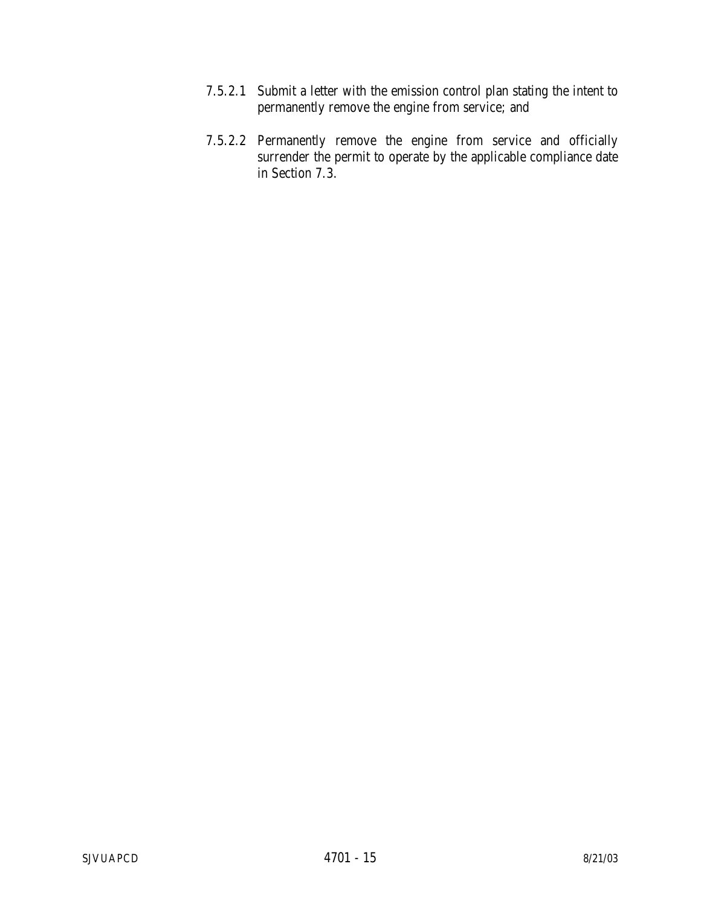7.5.2.1 Submit a letter with the emission control plan stating the intent to permanently remove the engine from service; and

7.5.2.2 Permanently remove the engine from service and officially surrender the permit to operate by the applicable compliance date in Section 7.3.